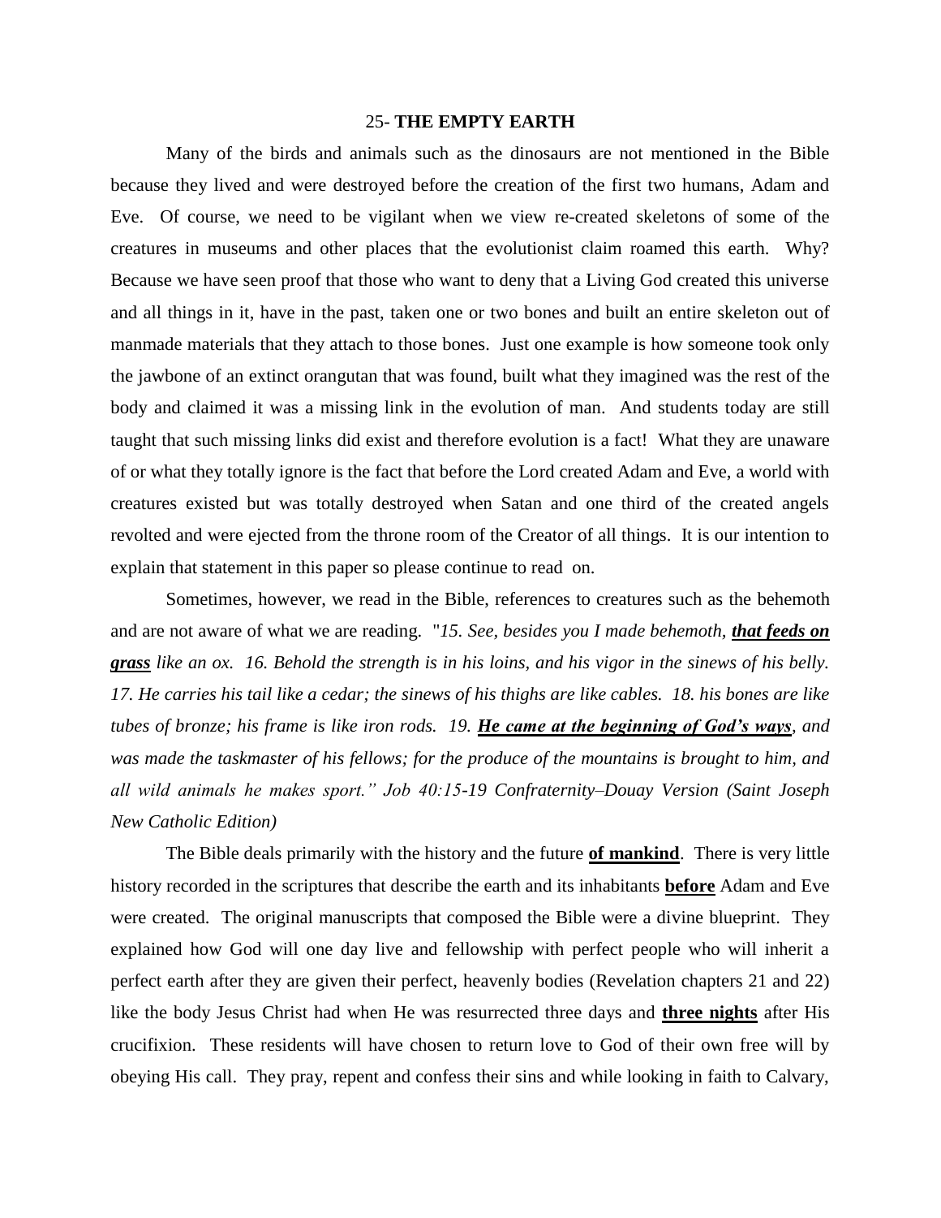# 25- **THE EMPTY EARTH**

Many of the birds and animals such as the dinosaurs are not mentioned in the Bible because they lived and were destroyed before the creation of the first two humans, Adam and Eve. Of course, we need to be vigilant when we view re-created skeletons of some of the creatures in museums and other places that the evolutionist claim roamed this earth. Why? Because we have seen proof that those who want to deny that a Living God created this universe and all things in it, have in the past, taken one or two bones and built an entire skeleton out of manmade materials that they attach to those bones. Just one example is how someone took only the jawbone of an extinct orangutan that was found, built what they imagined was the rest of the body and claimed it was a missing link in the evolution of man. And students today are still taught that such missing links did exist and therefore evolution is a fact! What they are unaware of or what they totally ignore is the fact that before the Lord created Adam and Eve, a world with creatures existed but was totally destroyed when Satan and one third of the created angels revolted and were ejected from the throne room of the Creator of all things. It is our intention to explain that statement in this paper so please continue to read on.

Sometimes, however, we read in the Bible, references to creatures such as the behemoth and are not aware of what we are reading. "*15. See, besides you I made behemoth, **<u>that feeds on grass</u>** like an ox. 16. Behold the strength is in his loins, and his vigor in the sinews of his belly. 17. He carries his tail like a cedar; the sinews of his thighs are like cables. 18. his bones are like tubes of bronze; his frame is like iron rods. 19. **<u>He came at the beginning of God's ways</u>**, and was made the taskmaster of his fellows; for the produce of the mountains is brought to him, and all wild animals he makes sport." Job 40:15-19 Confraternity–Douay Version (Saint Joseph New Catholic Edition)*

The Bible deals primarily with the history and the future **<u>of mankind</u>**. There is very little history recorded in the scriptures that describe the earth and its inhabitants **<u>before</u>** Adam and Eve were created. The original manuscripts that composed the Bible were a divine blueprint. They explained how God will one day live and fellowship with perfect people who will inherit a perfect earth after they are given their perfect, heavenly bodies (Revelation chapters 21 and 22) like the body Jesus Christ had when He was resurrected three days and **<u>three nights</u>** after His crucifixion. These residents will have chosen to return love to God of their own free will by obeying His call. They pray, repent and confess their sins and while looking in faith to Calvary,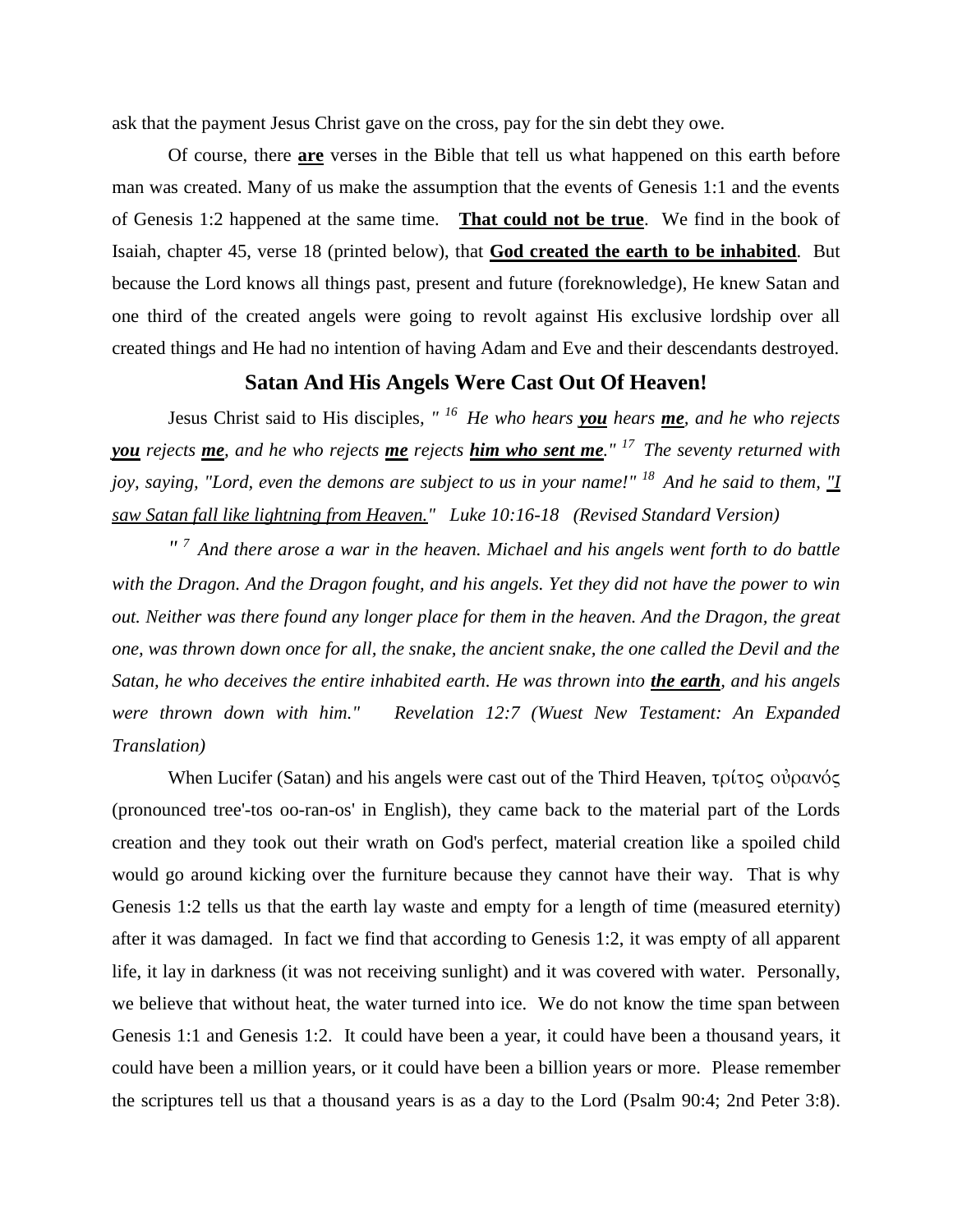ask that the payment Jesus Christ gave on the cross, pay for the sin debt they owe.

Of course, there **are** verses in the Bible that tell us what happened on this earth before man was created. Many of us make the assumption that the events of Genesis 1:1 and the events of Genesis 1:2 happened at the same time. **That could not be true**. We find in the book of Isaiah, chapter 45, verse 18 (printed below), that **God created the earth to be inhabited**. But because the Lord knows all things past, present and future (foreknowledge), He knew Satan and one third of the created angels were going to revolt against His exclusive lordship over all created things and He had no intention of having Adam and Eve and their descendants destroyed.

## Satan And His Angels Were Cast Out Of Heaven!

Jesus Christ said to His disciples, *" [16] He who hears **you** hears **me**, and he who rejects **you** rejects **me**, and he who rejects **me** rejects **him who sent me**." [17] The seventy returned with joy, saying, "Lord, even the demons are subject to us in your name!" [18] And he said to them, "I saw Satan fall like lightning from Heaven." Luke 10:16-18 (Revised Standard Version)*

*" [7] And there arose a war in the heaven. Michael and his angels went forth to do battle with the Dragon. And the Dragon fought, and his angels. Yet they did not have the power to win out. Neither was there found any longer place for them in the heaven. And the Dragon, the great one, was thrown down once for all, the snake, the ancient snake, the one called the Devil and the Satan, he who deceives the entire inhabited earth. He was thrown into **the earth**, and his angels were thrown down with him." Revelation 12:7 (Wuest New Testament: An Expanded Translation)*

When Lucifer (Satan) and his angels were cast out of the Third Heaven, τρίτος οὐρανός (pronounced tree'-tos oo-ran-os' in English), they came back to the material part of the Lords creation and they took out their wrath on God's perfect, material creation like a spoiled child would go around kicking over the furniture because they cannot have their way. That is why Genesis 1:2 tells us that the earth lay waste and empty for a length of time (measured eternity) after it was damaged. In fact we find that according to Genesis 1:2, it was empty of all apparent life, it lay in darkness (it was not receiving sunlight) and it was covered with water. Personally, we believe that without heat, the water turned into ice. We do not know the time span between Genesis 1:1 and Genesis 1:2. It could have been a year, it could have been a thousand years, it could have been a million years, or it could have been a billion years or more. Please remember the scriptures tell us that a thousand years is as a day to the Lord (Psalm 90:4; 2nd Peter 3:8).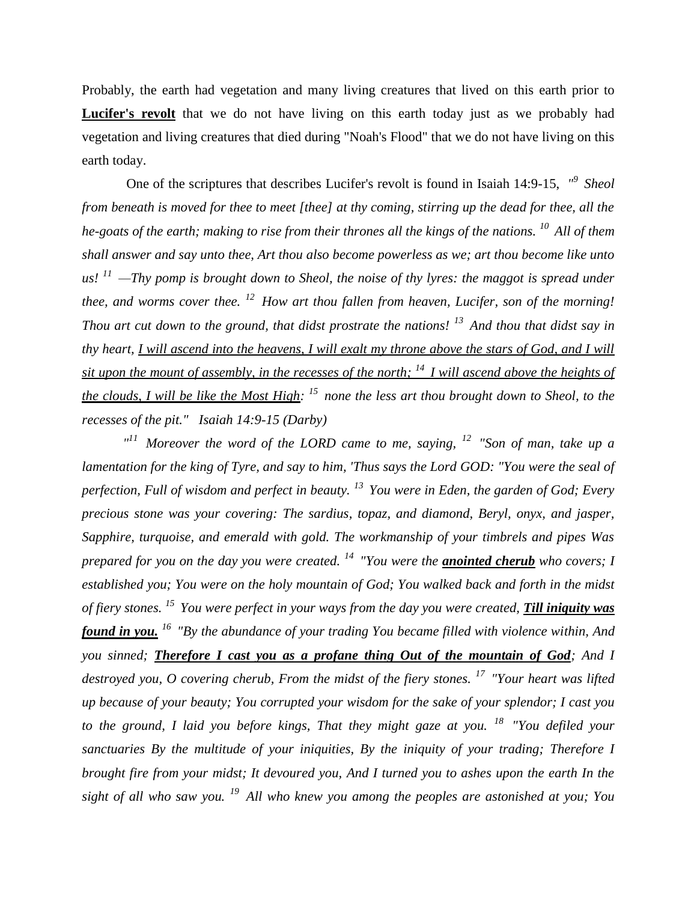Probably, the earth had vegetation and many living creatures that lived on this earth prior to **<u>Lucifer's revolt</u>** that we do not have living on this earth today just as we probably had vegetation and living creatures that died during "Noah's Flood" that we do not have living on this earth today.

One of the scriptures that describes Lucifer's revolt is found in Isaiah 14:9-15, *"[9] Sheol from beneath is moved for thee to meet [thee] at thy coming, stirring up the dead for thee, all the he-goats of the earth; making to rise from their thrones all the kings of the nations. [10] All of them shall answer and say unto thee, Art thou also become powerless as we; art thou become like unto us! [11] —Thy pomp is brought down to Sheol, the noise of thy lyres: the maggot is spread under thee, and worms cover thee. [12] How art thou fallen from heaven, Lucifer, son of the morning! Thou art cut down to the ground, that didst prostrate the nations! [13] And thou that didst say in thy heart, <u>I will ascend into the heavens, I will exalt my throne above the stars of God, and I will sit upon the mount of assembly, in the recesses of the north; [14] I will ascend above the heights of the clouds, I will be like the Most High</u>: [15] none the less art thou brought down to Sheol, to the recesses of the pit." Isaiah 14:9-15 (Darby)*

*"[11] Moreover the word of the LORD came to me, saying, [12] "Son of man, take up a lamentation for the king of Tyre, and say to him, 'Thus says the Lord GOD: "You were the seal of perfection, Full of wisdom and perfect in beauty. [13] You were in Eden, the garden of God; Every precious stone was your covering: The sardius, topaz, and diamond, Beryl, onyx, and jasper, Sapphire, turquoise, and emerald with gold. The workmanship of your timbrels and pipes Was prepared for you on the day you were created. [14] "You were the **<u>anointed cherub</u>** who covers; I established you; You were on the holy mountain of God; You walked back and forth in the midst of fiery stones. [15] You were perfect in your ways from the day you were created, **<u>Till iniquity was found in you.</u>** [16] "By the abundance of your trading You became filled with violence within, And you sinned; **<u>Therefore I cast you as a profane thing Out of the mountain of God</u>**; And I destroyed you, O covering cherub, From the midst of the fiery stones. [17] "Your heart was lifted up because of your beauty; You corrupted your wisdom for the sake of your splendor; I cast you to the ground, I laid you before kings, That they might gaze at you. [18] "You defiled your sanctuaries By the multitude of your iniquities, By the iniquity of your trading; Therefore I brought fire from your midst; It devoured you, And I turned you to ashes upon the earth In the sight of all who saw you. [19] All who knew you among the peoples are astonished at you; You*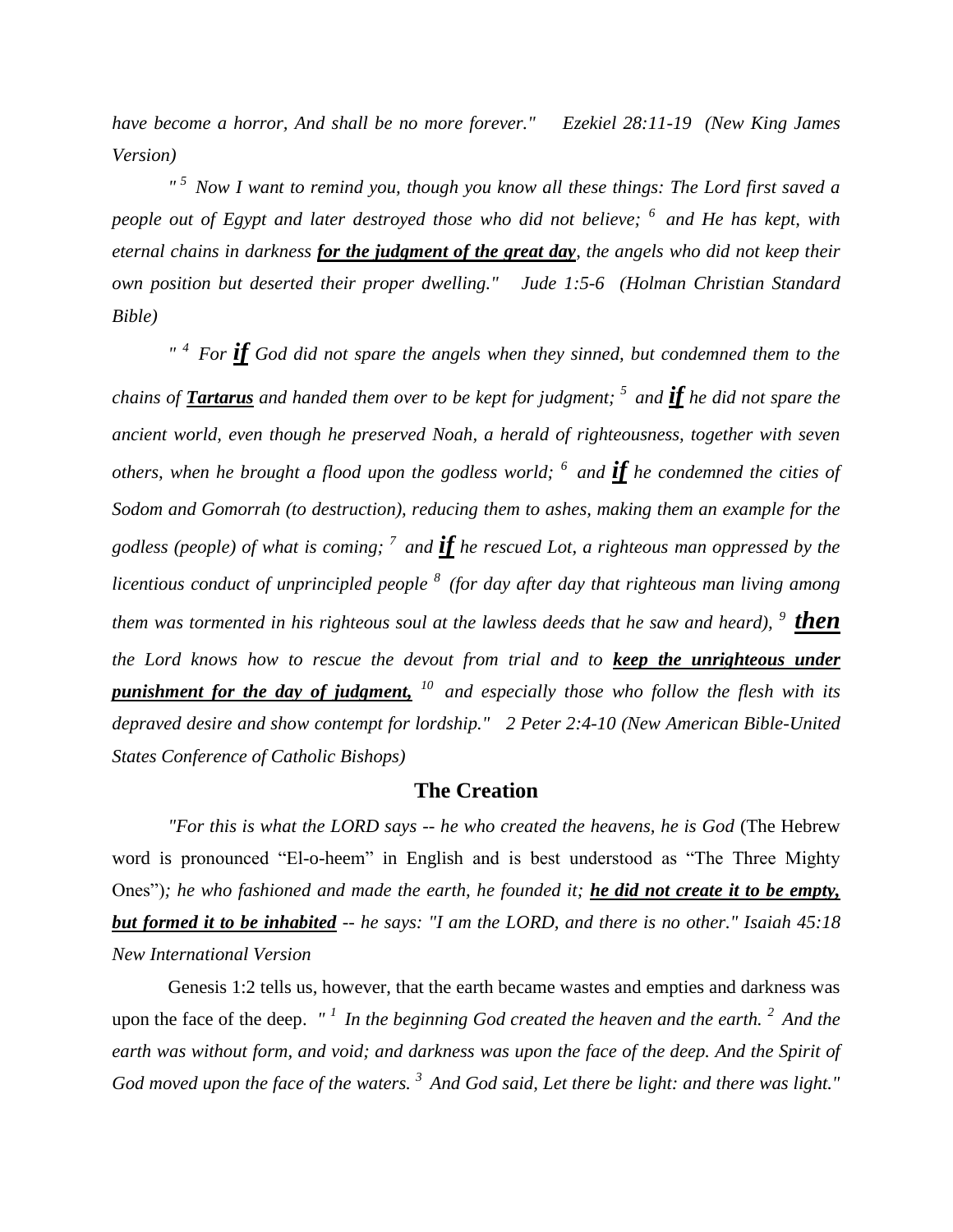*have become a horror, And shall be no more forever." Ezekiel 28:11-19 (New King James Version)*

*" [5] Now I want to remind you, though you know all these things: The Lord first saved a people out of Egypt and later destroyed those who did not believe; [6] and He has kept, with eternal chains in darkness **<u>for the judgment of the great day</u>**, the angels who did not keep their own position but deserted their proper dwelling." Jude 1:5-6 (Holman Christian Standard Bible)*

*" [4] For **<u>if</u>** God did not spare the angels when they sinned, but condemned them to the chains of **<u>Tartarus</u>** and handed them over to be kept for judgment; [5] and **<u>if</u>** he did not spare the ancient world, even though he preserved Noah, a herald of righteousness, together with seven others, when he brought a flood upon the godless world; [6] and **<u>if</u>** he condemned the cities of Sodom and Gomorrah (to destruction), reducing them to ashes, making them an example for the godless (people) of what is coming; [7] and **<u>if</u>** he rescued Lot, a righteous man oppressed by the licentious conduct of unprincipled people [8] (for day after day that righteous man living among them was tormented in his righteous soul at the lawless deeds that he saw and heard), [9] **<u>then</u>** the Lord knows how to rescue the devout from trial and to **<u>keep the unrighteous under punishment for the day of judgment,</u>** [10] and especially those who follow the flesh with its depraved desire and show contempt for lordship." 2 Peter 2:4-10 (New American Bible-United States Conference of Catholic Bishops)*

## The Creation

*"For this is what the LORD says -- he who created the heavens, he is God* (The Hebrew word is pronounced "El-o-heem" in English and is best understood as "The Three Mighty Ones")*; he who fashioned and made the earth, he founded it; **<u>he did not create it to be empty, but formed it to be inhabited</u>** -- he says: "I am the LORD, and there is no other." Isaiah 45:18 New International Version*

Genesis 1:2 tells us, however, that the earth became wastes and empties and darkness was upon the face of the deep. *" [1] In the beginning God created the heaven and the earth. [2] And the earth was without form, and void; and darkness was upon the face of the deep. And the Spirit of God moved upon the face of the waters. [3] And God said, Let there be light: and there was light."*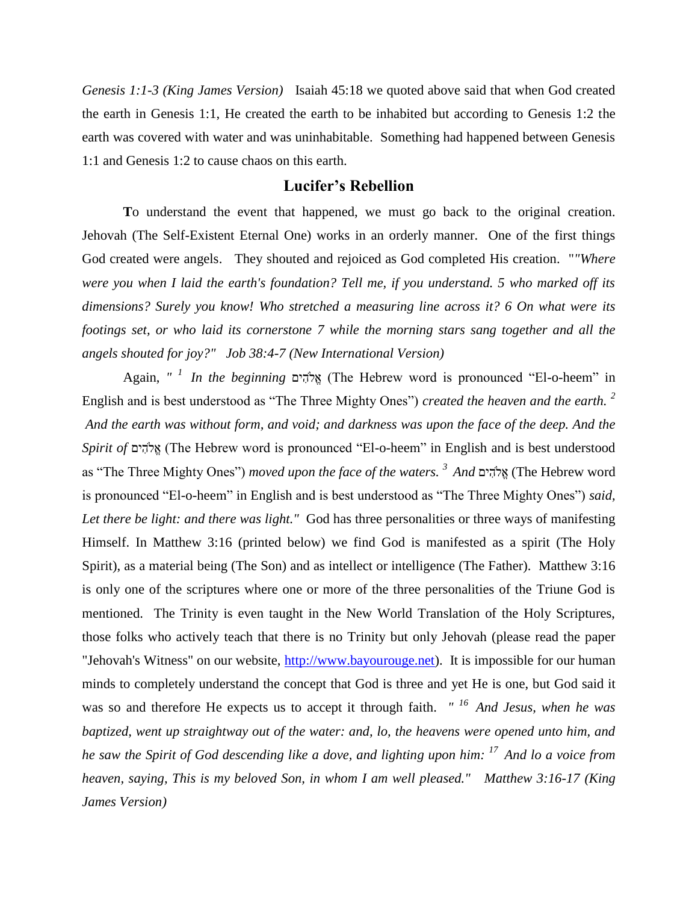*Genesis 1:1-3 (King James Version)* Isaiah 45:18 we quoted above said that when God created the earth in Genesis 1:1, He created the earth to be inhabited but according to Genesis 1:2 the earth was covered with water and was uninhabitable. Something had happened between Genesis 1:1 and Genesis 1:2 to cause chaos on this earth.

## Lucifer's Rebellion

**T**o understand the event that happened, we must go back to the original creation. Jehovah (The Self-Existent Eternal One) works in an orderly manner. One of the first things God created were angels. They shouted and rejoiced as God completed His creation. "*"Where were you when I laid the earth's foundation? Tell me, if you understand. 5 who marked off its dimensions? Surely you know! Who stretched a measuring line across it? 6 On what were its footings set, or who laid its cornerstone 7 while the morning stars sang together and all the angels shouted for joy?" Job 38:4-7 (New International Version)*

Again, *" [1] In the beginning* אֱלֹהִים (The Hebrew word is pronounced "El-o-heem" in English and is best understood as "The Three Mighty Ones") *created the heaven and the earth. [2] And the earth was without form, and void; and darkness was upon the face of the deep. And the Spirit of* אֱלֹהִים (The Hebrew word is pronounced "El-o-heem" in English and is best understood as "The Three Mighty Ones") *moved upon the face of the waters. [3] And* אֱלֹהִים (The Hebrew word is pronounced "El-o-heem" in English and is best understood as "The Three Mighty Ones") *said, Let there be light: and there was light."* God has three personalities or three ways of manifesting Himself. In Matthew 3:16 (printed below) we find God is manifested as a spirit (The Holy Spirit), as a material being (The Son) and as intellect or intelligence (The Father). Matthew 3:16 is only one of the scriptures where one or more of the three personalities of the Triune God is mentioned. The Trinity is even taught in the New World Translation of the Holy Scriptures, those folks who actively teach that there is no Trinity but only Jehovah (please read the paper "Jehovah's Witness" on our website, [http://www.bayourouge.net](http://www.bayourouge.net)). It is impossible for our human minds to completely understand the concept that God is three and yet He is one, but God said it was so and therefore He expects us to accept it through faith. *" [16] And Jesus, when he was baptized, went up straightway out of the water: and, lo, the heavens were opened unto him, and he saw the Spirit of God descending like a dove, and lighting upon him: [17] And lo a voice from heaven, saying, This is my beloved Son, in whom I am well pleased." Matthew 3:16-17 (King James Version)*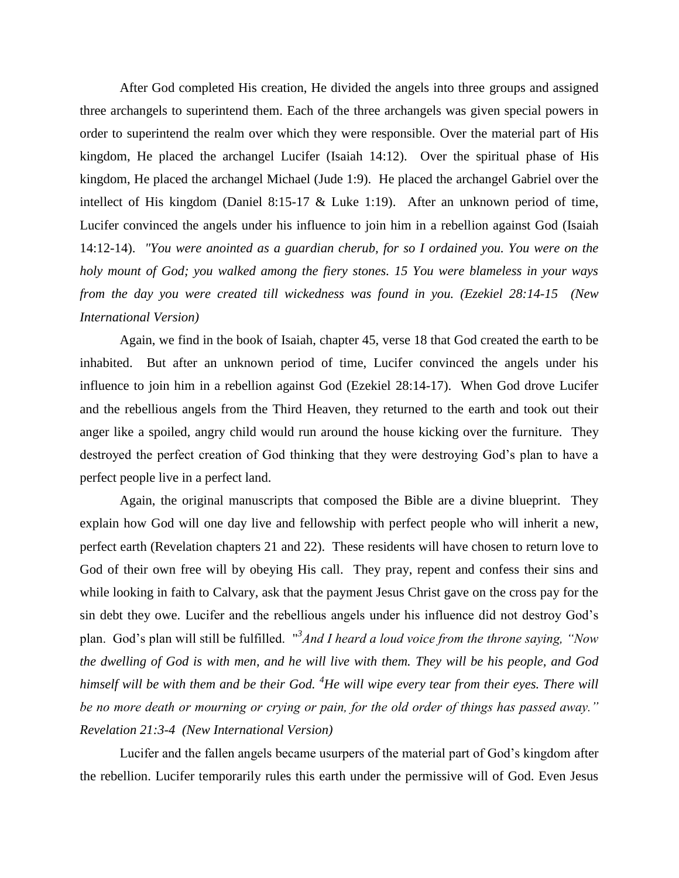After God completed His creation, He divided the angels into three groups and assigned three archangels to superintend them. Each of the three archangels was given special powers in order to superintend the realm over which they were responsible. Over the material part of His kingdom, He placed the archangel Lucifer (Isaiah 14:12). Over the spiritual phase of His kingdom, He placed the archangel Michael (Jude 1:9). He placed the archangel Gabriel over the intellect of His kingdom (Daniel 8:15-17 & Luke 1:19). After an unknown period of time, Lucifer convinced the angels under his influence to join him in a rebellion against God (Isaiah 14:12-14). *"You were anointed as a guardian cherub, for so I ordained you. You were on the holy mount of God; you walked among the fiery stones. 15 You were blameless in your ways from the day you were created till wickedness was found in you. (Ezekiel 28:14-15 (New International Version)*

Again, we find in the book of Isaiah, chapter 45, verse 18 that God created the earth to be inhabited. But after an unknown period of time, Lucifer convinced the angels under his influence to join him in a rebellion against God (Ezekiel 28:14-17). When God drove Lucifer and the rebellious angels from the Third Heaven, they returned to the earth and took out their anger like a spoiled, angry child would run around the house kicking over the furniture. They destroyed the perfect creation of God thinking that they were destroying God's plan to have a perfect people live in a perfect land.

Again, the original manuscripts that composed the Bible are a divine blueprint. They explain how God will one day live and fellowship with perfect people who will inherit a new, perfect earth (Revelation chapters 21 and 22). These residents will have chosen to return love to God of their own free will by obeying His call. They pray, repent and confess their sins and while looking in faith to Calvary, ask that the payment Jesus Christ gave on the cross pay for the sin debt they owe. Lucifer and the rebellious angels under his influence did not destroy God's plan. God's plan will still be fulfilled. "[3]*And I heard a loud voice from the throne saying, "Now the dwelling of God is with men, and he will live with them. They will be his people, and God himself will be with them and be their God.* [4]*He will wipe every tear from their eyes. There will be no more death or mourning or crying or pain, for the old order of things has passed away." Revelation 21:3-4 (New International Version)*

Lucifer and the fallen angels became usurpers of the material part of God's kingdom after the rebellion. Lucifer temporarily rules this earth under the permissive will of God. Even Jesus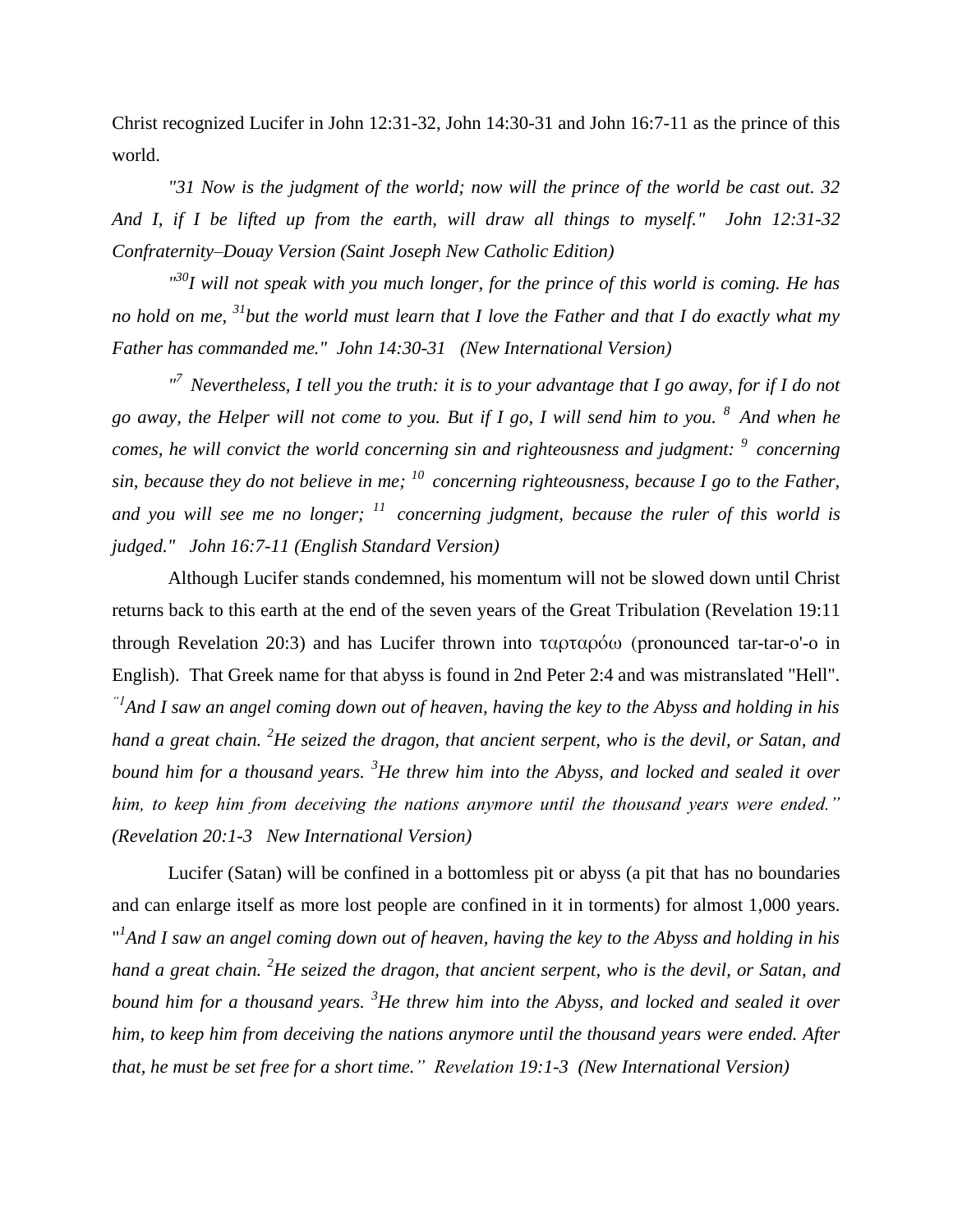Christ recognized Lucifer in John 12:31-32, John 14:30-31 and John 16:7-11 as the prince of this world.

*"31 Now is the judgment of the world; now will the prince of the world be cast out. 32 And I, if I be lifted up from the earth, will draw all things to myself." John 12:31-32 Confraternity–Douay Version (Saint Joseph New Catholic Edition)*

*"[30]I will not speak with you much longer, for the prince of this world is coming. He has no hold on me, [31]but the world must learn that I love the Father and that I do exactly what my Father has commanded me." John 14:30-31 (New International Version)*

*"[7] Nevertheless, I tell you the truth: it is to your advantage that I go away, for if I do not go away, the Helper will not come to you. But if I go, I will send him to you. [8] And when he comes, he will convict the world concerning sin and righteousness and judgment: [9] concerning sin, because they do not believe in me; [10] concerning righteousness, because I go to the Father, and you will see me no longer; [11] concerning judgment, because the ruler of this world is judged." John 16:7-11 (English Standard Version)*

Although Lucifer stands condemned, his momentum will not be slowed down until Christ returns back to this earth at the end of the seven years of the Great Tribulation (Revelation 19:11 through Revelation 20:3) and has Lucifer thrown into ταρταρόω (pronounced tar-tar-o'-o in English). That Greek name for that abyss is found in 2nd Peter 2:4 and was mistranslated "Hell". *"[1]And I saw an angel coming down out of heaven, having the key to the Abyss and holding in his hand a great chain. [2]He seized the dragon, that ancient serpent, who is the devil, or Satan, and bound him for a thousand years. [3]He threw him into the Abyss, and locked and sealed it over him, to keep him from deceiving the nations anymore until the thousand years were ended." (Revelation 20:1-3 New International Version)*

Lucifer (Satan) will be confined in a bottomless pit or abyss (a pit that has no boundaries and can enlarge itself as more lost people are confined in it in torments) for almost 1,000 years. "*[1]And I saw an angel coming down out of heaven, having the key to the Abyss and holding in his hand a great chain. [2]He seized the dragon, that ancient serpent, who is the devil, or Satan, and bound him for a thousand years. [3]He threw him into the Abyss, and locked and sealed it over him, to keep him from deceiving the nations anymore until the thousand years were ended. After that, he must be set free for a short time." Revelation 19:1-3 (New International Version)*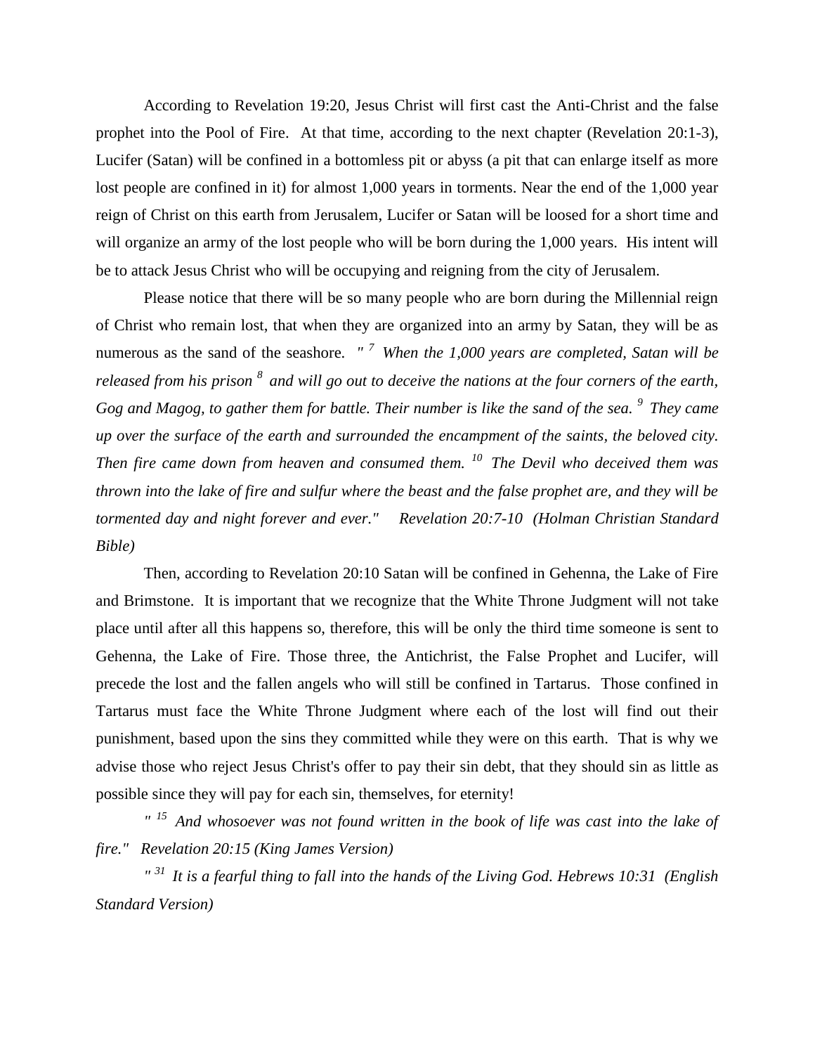According to Revelation 19:20, Jesus Christ will first cast the Anti-Christ and the false prophet into the Pool of Fire. At that time, according to the next chapter (Revelation 20:1-3), Lucifer (Satan) will be confined in a bottomless pit or abyss (a pit that can enlarge itself as more lost people are confined in it) for almost 1,000 years in torments. Near the end of the 1,000 year reign of Christ on this earth from Jerusalem, Lucifer or Satan will be loosed for a short time and will organize an army of the lost people who will be born during the 1,000 years. His intent will be to attack Jesus Christ who will be occupying and reigning from the city of Jerusalem.

Please notice that there will be so many people who are born during the Millennial reign of Christ who remain lost, that when they are organized into an army by Satan, they will be as numerous as the sand of the seashore. *" [7] When the 1,000 years are completed, Satan will be released from his prison [8] and will go out to deceive the nations at the four corners of the earth, Gog and Magog, to gather them for battle. Their number is like the sand of the sea. [9] They came up over the surface of the earth and surrounded the encampment of the saints, the beloved city. Then fire came down from heaven and consumed them. [10] The Devil who deceived them was thrown into the lake of fire and sulfur where the beast and the false prophet are, and they will be tormented day and night forever and ever." Revelation 20:7-10 (Holman Christian Standard Bible)*

Then, according to Revelation 20:10 Satan will be confined in Gehenna, the Lake of Fire and Brimstone. It is important that we recognize that the White Throne Judgment will not take place until after all this happens so, therefore, this will be only the third time someone is sent to Gehenna, the Lake of Fire. Those three, the Antichrist, the False Prophet and Lucifer, will precede the lost and the fallen angels who will still be confined in Tartarus. Those confined in Tartarus must face the White Throne Judgment where each of the lost will find out their punishment, based upon the sins they committed while they were on this earth. That is why we advise those who reject Jesus Christ's offer to pay their sin debt, that they should sin as little as possible since they will pay for each sin, themselves, for eternity!

*" [15] And whosoever was not found written in the book of life was cast into the lake of fire." Revelation 20:15 (King James Version)*

*" [31] It is a fearful thing to fall into the hands of the Living God. Hebrews 10:31 (English Standard Version)*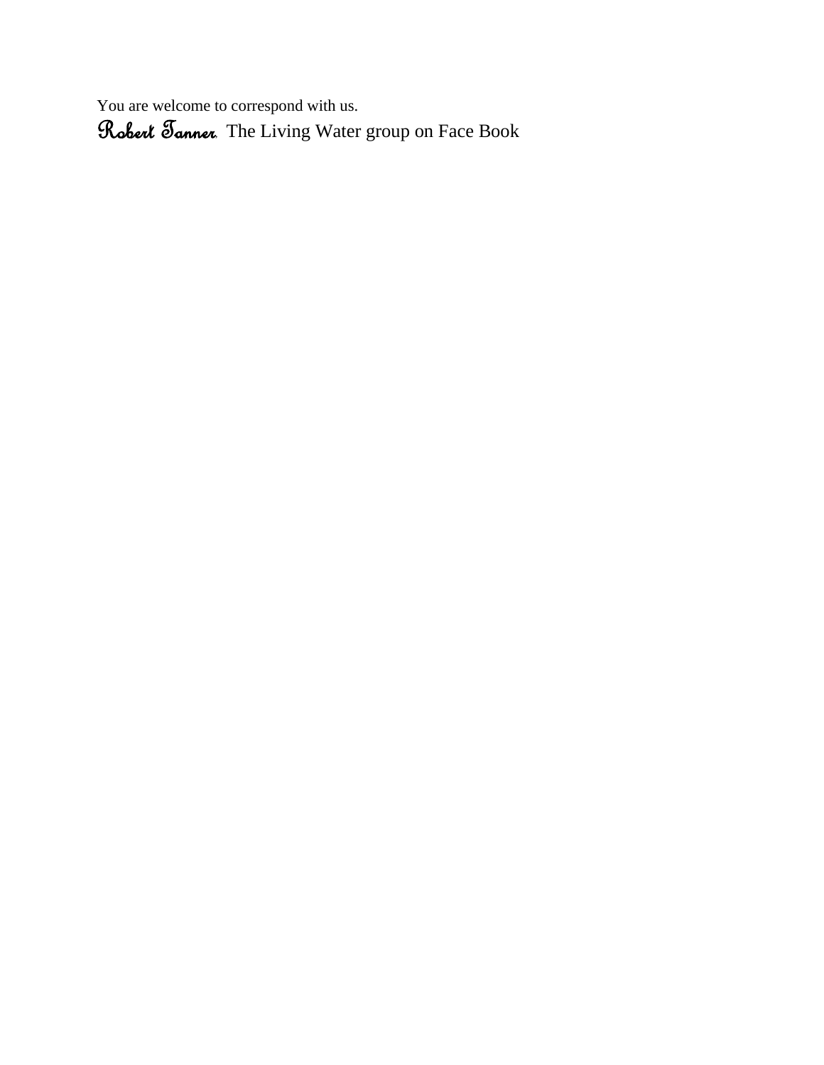You are welcome to correspond with us.

*Robert Tanner.* The Living Water group on Face Book